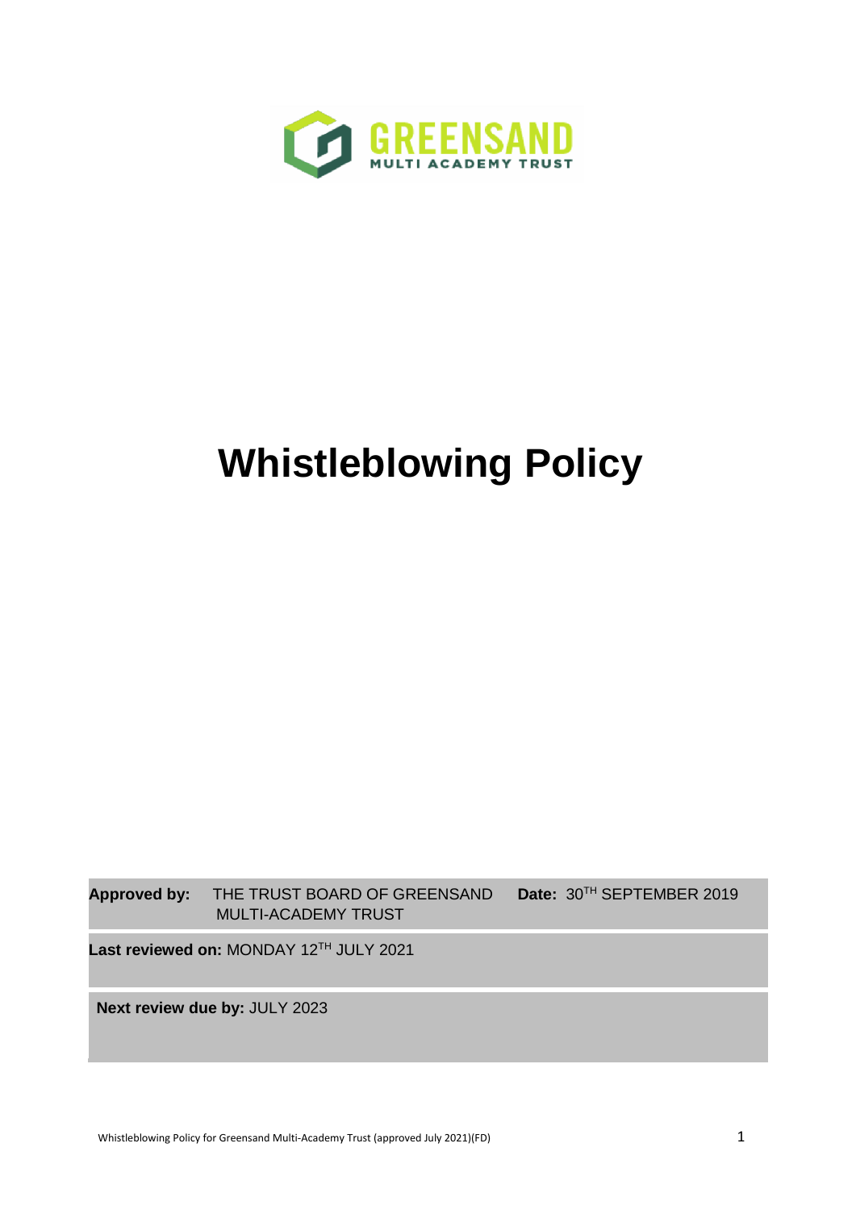GREENSAND
MULTI ACADEMY TRUST

# Whistleblowing Policy

| | | | |
|---|---|---|---|
| **Approved by:** | THE TRUST BOARD OF GREENSAND MULTI-ACADEMY TRUST | **Date:** | 30TH SEPTEMBER 2019 |
| **Last reviewed on:** MONDAY 12TH JULY 2021 | | | |
| **Next review due by:** JULY 2023 | | | |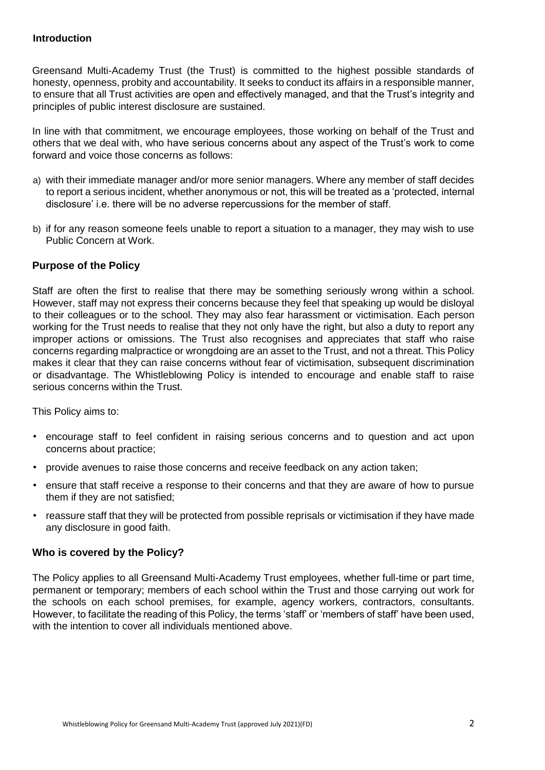## Introduction

Greensand Multi-Academy Trust (the Trust) is committed to the highest possible standards of honesty, openness, probity and accountability. It seeks to conduct its affairs in a responsible manner, to ensure that all Trust activities are open and effectively managed, and that the Trust's integrity and principles of public interest disclosure are sustained.

In line with that commitment, we encourage employees, those working on behalf of the Trust and others that we deal with, who have serious concerns about any aspect of the Trust's work to come forward and voice those concerns as follows:

a) with their immediate manager and/or more senior managers. Where any member of staff decides to report a serious incident, whether anonymous or not, this will be treated as a 'protected, internal disclosure' i.e. there will be no adverse repercussions for the member of staff.

b) if for any reason someone feels unable to report a situation to a manager, they may wish to use Public Concern at Work.

## Purpose of the Policy

Staff are often the first to realise that there may be something seriously wrong within a school. However, staff may not express their concerns because they feel that speaking up would be disloyal to their colleagues or to the school. They may also fear harassment or victimisation. Each person working for the Trust needs to realise that they not only have the right, but also a duty to report any improper actions or omissions. The Trust also recognises and appreciates that staff who raise concerns regarding malpractice or wrongdoing are an asset to the Trust, and not a threat. This Policy makes it clear that they can raise concerns without fear of victimisation, subsequent discrimination or disadvantage. The Whistleblowing Policy is intended to encourage and enable staff to raise serious concerns within the Trust.

This Policy aims to:

- encourage staff to feel confident in raising serious concerns and to question and act upon concerns about practice;
- provide avenues to raise those concerns and receive feedback on any action taken;
- ensure that staff receive a response to their concerns and that they are aware of how to pursue them if they are not satisfied;
- reassure staff that they will be protected from possible reprisals or victimisation if they have made any disclosure in good faith.

## Who is covered by the Policy?

The Policy applies to all Greensand Multi-Academy Trust employees, whether full-time or part time, permanent or temporary; members of each school within the Trust and those carrying out work for the schools on each school premises, for example, agency workers, contractors, consultants. However, to facilitate the reading of this Policy, the terms 'staff' or 'members of staff' have been used, with the intention to cover all individuals mentioned above.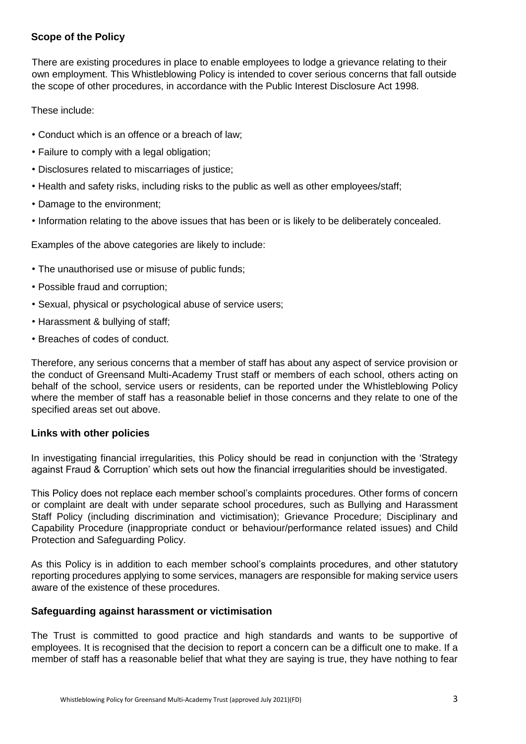## Scope of the Policy

There are existing procedures in place to enable employees to lodge a grievance relating to their own employment. This Whistleblowing Policy is intended to cover serious concerns that fall outside the scope of other procedures, in accordance with the Public Interest Disclosure Act 1998.

These include:

- Conduct which is an offence or a breach of law;
- Failure to comply with a legal obligation;
- Disclosures related to miscarriages of justice;
- Health and safety risks, including risks to the public as well as other employees/staff;
- Damage to the environment;
- Information relating to the above issues that has been or is likely to be deliberately concealed.

Examples of the above categories are likely to include:

- The unauthorised use or misuse of public funds;
- Possible fraud and corruption;
- Sexual, physical or psychological abuse of service users;
- Harassment & bullying of staff;
- Breaches of codes of conduct.

Therefore, any serious concerns that a member of staff has about any aspect of service provision or the conduct of Greensand Multi-Academy Trust staff or members of each school, others acting on behalf of the school, service users or residents, can be reported under the Whistleblowing Policy where the member of staff has a reasonable belief in those concerns and they relate to one of the specified areas set out above.

## Links with other policies

In investigating financial irregularities, this Policy should be read in conjunction with the 'Strategy against Fraud & Corruption' which sets out how the financial irregularities should be investigated.

This Policy does not replace each member school's complaints procedures. Other forms of concern or complaint are dealt with under separate school procedures, such as Bullying and Harassment Staff Policy (including discrimination and victimisation); Grievance Procedure; Disciplinary and Capability Procedure (inappropriate conduct or behaviour/performance related issues) and Child Protection and Safeguarding Policy.

As this Policy is in addition to each member school's complaints procedures, and other statutory reporting procedures applying to some services, managers are responsible for making service users aware of the existence of these procedures.

## Safeguarding against harassment or victimisation

The Trust is committed to good practice and high standards and wants to be supportive of employees. It is recognised that the decision to report a concern can be a difficult one to make. If a member of staff has a reasonable belief that what they are saying is true, they have nothing to fear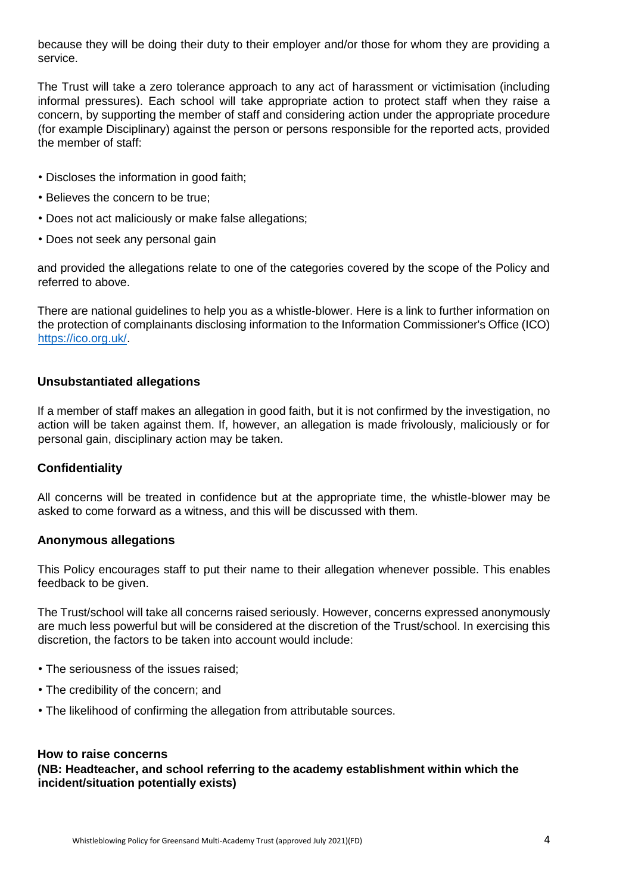because they will be doing their duty to their employer and/or those for whom they are providing a service.

The Trust will take a zero tolerance approach to any act of harassment or victimisation (including informal pressures). Each school will take appropriate action to protect staff when they raise a concern, by supporting the member of staff and considering action under the appropriate procedure (for example Disciplinary) against the person or persons responsible for the reported acts, provided the member of staff:

- Discloses the information in good faith;
- Believes the concern to be true;
- Does not act maliciously or make false allegations;
- Does not seek any personal gain

and provided the allegations relate to one of the categories covered by the scope of the Policy and referred to above.

There are national guidelines to help you as a whistle-blower. Here is a link to further information on the protection of complainants disclosing information to the Information Commissioner's Office (ICO) [https://ico.org.uk/](https://ico.org.uk/).

### Unsubstantiated allegations

If a member of staff makes an allegation in good faith, but it is not confirmed by the investigation, no action will be taken against them. If, however, an allegation is made frivolously, maliciously or for personal gain, disciplinary action may be taken.

### Confidentiality

All concerns will be treated in confidence but at the appropriate time, the whistle-blower may be asked to come forward as a witness, and this will be discussed with them.

### Anonymous allegations

This Policy encourages staff to put their name to their allegation whenever possible. This enables feedback to be given.

The Trust/school will take all concerns raised seriously. However, concerns expressed anonymously are much less powerful but will be considered at the discretion of the Trust/school. In exercising this discretion, the factors to be taken into account would include:

- The seriousness of the issues raised;
- The credibility of the concern; and
- The likelihood of confirming the allegation from attributable sources.

### How to raise concerns

**(NB: Headteacher, and school referring to the academy establishment within which the incident/situation potentially exists)**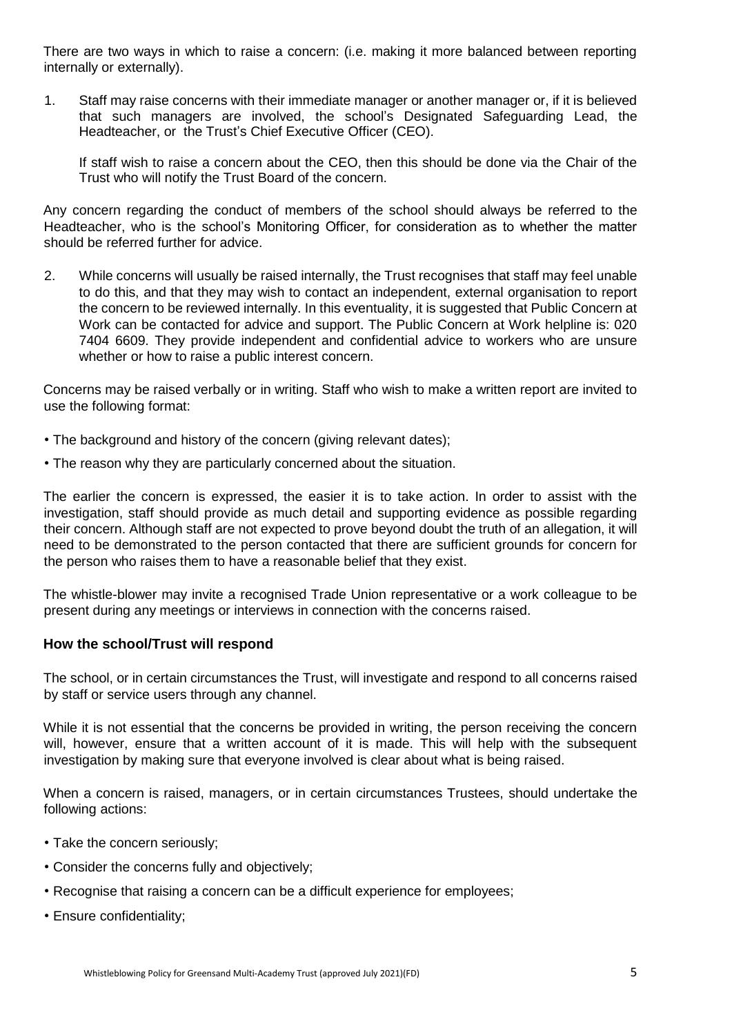There are two ways in which to raise a concern: (i.e. making it more balanced between reporting internally or externally).

1. Staff may raise concerns with their immediate manager or another manager or, if it is believed that such managers are involved, the school's Designated Safeguarding Lead, the Headteacher, or the Trust's Chief Executive Officer (CEO).

   If staff wish to raise a concern about the CEO, then this should be done via the Chair of the Trust who will notify the Trust Board of the concern.

Any concern regarding the conduct of members of the school should always be referred to the Headteacher, who is the school's Monitoring Officer, for consideration as to whether the matter should be referred further for advice.

2. While concerns will usually be raised internally, the Trust recognises that staff may feel unable to do this, and that they may wish to contact an independent, external organisation to report the concern to be reviewed internally. In this eventuality, it is suggested that Public Concern at Work can be contacted for advice and support. The Public Concern at Work helpline is: 020 7404 6609. They provide independent and confidential advice to workers who are unsure whether or how to raise a public interest concern.

Concerns may be raised verbally or in writing. Staff who wish to make a written report are invited to use the following format:

- The background and history of the concern (giving relevant dates);
- The reason why they are particularly concerned about the situation.

The earlier the concern is expressed, the easier it is to take action. In order to assist with the investigation, staff should provide as much detail and supporting evidence as possible regarding their concern. Although staff are not expected to prove beyond doubt the truth of an allegation, it will need to be demonstrated to the person contacted that there are sufficient grounds for concern for the person who raises them to have a reasonable belief that they exist.

The whistle-blower may invite a recognised Trade Union representative or a work colleague to be present during any meetings or interviews in connection with the concerns raised.

### How the school/Trust will respond

The school, or in certain circumstances the Trust, will investigate and respond to all concerns raised by staff or service users through any channel.

While it is not essential that the concerns be provided in writing, the person receiving the concern will, however, ensure that a written account of it is made. This will help with the subsequent investigation by making sure that everyone involved is clear about what is being raised.

When a concern is raised, managers, or in certain circumstances Trustees, should undertake the following actions:

- Take the concern seriously;
- Consider the concerns fully and objectively;
- Recognise that raising a concern can be a difficult experience for employees;
- Ensure confidentiality;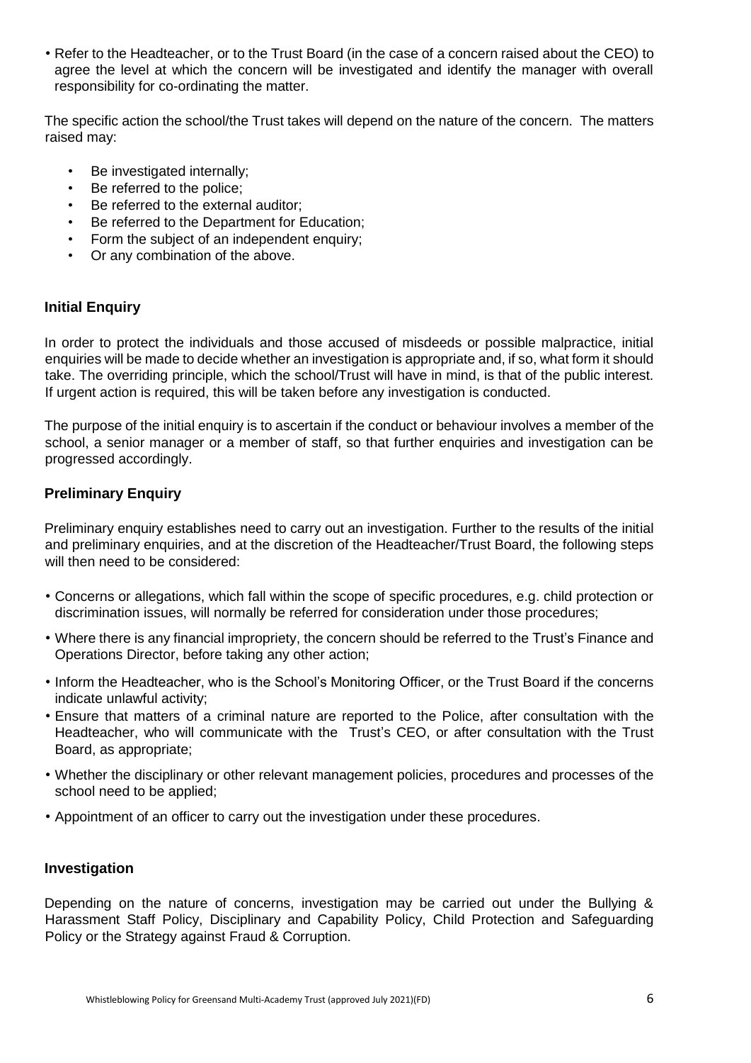- Refer to the Headteacher, or to the Trust Board (in the case of a concern raised about the CEO) to agree the level at which the concern will be investigated and identify the manager with overall responsibility for co-ordinating the matter.

The specific action the school/the Trust takes will depend on the nature of the concern. The matters raised may:

- Be investigated internally;
- Be referred to the police;
- Be referred to the external auditor;
- Be referred to the Department for Education;
- Form the subject of an independent enquiry;
- Or any combination of the above.

### Initial Enquiry

In order to protect the individuals and those accused of misdeeds or possible malpractice, initial enquiries will be made to decide whether an investigation is appropriate and, if so, what form it should take. The overriding principle, which the school/Trust will have in mind, is that of the public interest. If urgent action is required, this will be taken before any investigation is conducted.

The purpose of the initial enquiry is to ascertain if the conduct or behaviour involves a member of the school, a senior manager or a member of staff, so that further enquiries and investigation can be progressed accordingly.

### Preliminary Enquiry

Preliminary enquiry establishes need to carry out an investigation. Further to the results of the initial and preliminary enquiries, and at the discretion of the Headteacher/Trust Board, the following steps will then need to be considered:

- Concerns or allegations, which fall within the scope of specific procedures, e.g. child protection or discrimination issues, will normally be referred for consideration under those procedures;
- Where there is any financial impropriety, the concern should be referred to the Trust's Finance and Operations Director, before taking any other action;
- Inform the Headteacher, who is the School's Monitoring Officer, or the Trust Board if the concerns indicate unlawful activity;
- Ensure that matters of a criminal nature are reported to the Police, after consultation with the Headteacher, who will communicate with the Trust's CEO, or after consultation with the Trust Board, as appropriate;
- Whether the disciplinary or other relevant management policies, procedures and processes of the school need to be applied;
- Appointment of an officer to carry out the investigation under these procedures.

### Investigation

Depending on the nature of concerns, investigation may be carried out under the Bullying & Harassment Staff Policy, Disciplinary and Capability Policy, Child Protection and Safeguarding Policy or the Strategy against Fraud & Corruption.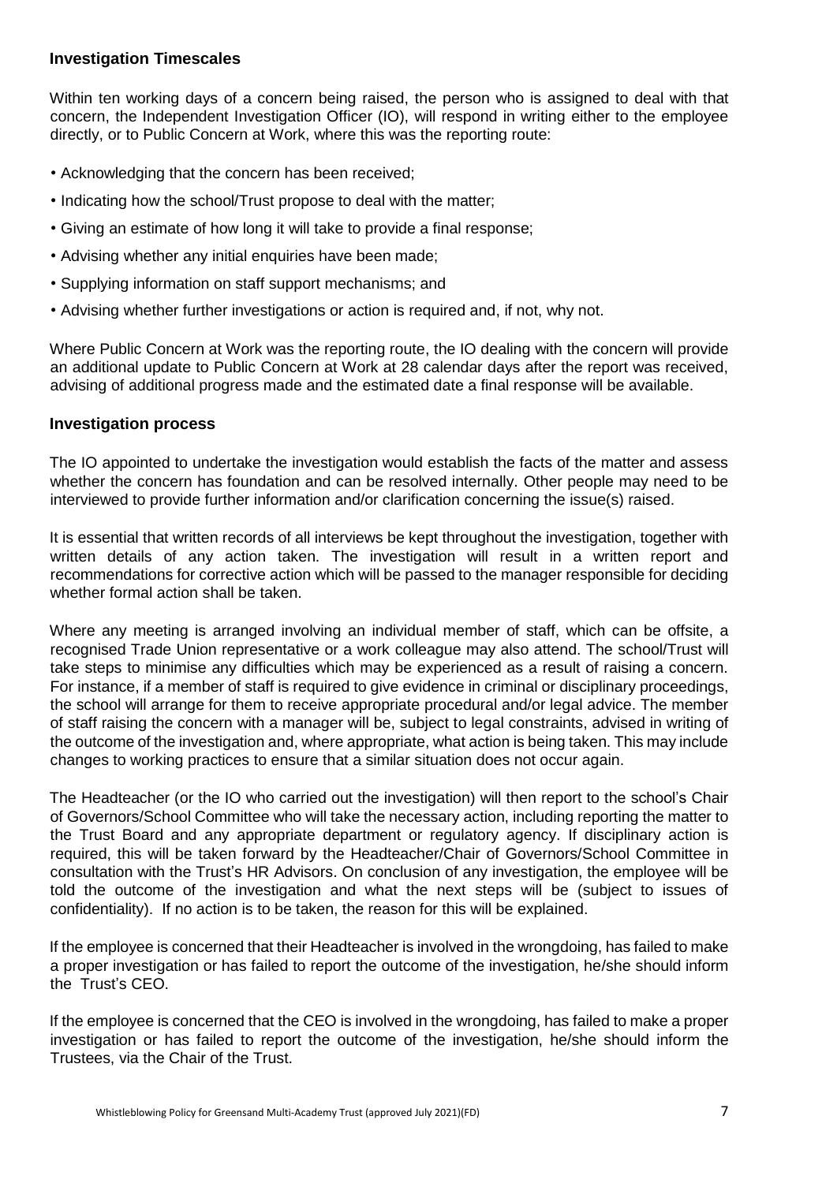### Investigation Timescales

Within ten working days of a concern being raised, the person who is assigned to deal with that concern, the Independent Investigation Officer (IO), will respond in writing either to the employee directly, or to Public Concern at Work, where this was the reporting route:

- Acknowledging that the concern has been received;
- Indicating how the school/Trust propose to deal with the matter;
- Giving an estimate of how long it will take to provide a final response;
- Advising whether any initial enquiries have been made;
- Supplying information on staff support mechanisms; and
- Advising whether further investigations or action is required and, if not, why not.

Where Public Concern at Work was the reporting route, the IO dealing with the concern will provide an additional update to Public Concern at Work at 28 calendar days after the report was received, advising of additional progress made and the estimated date a final response will be available.

### Investigation process

The IO appointed to undertake the investigation would establish the facts of the matter and assess whether the concern has foundation and can be resolved internally. Other people may need to be interviewed to provide further information and/or clarification concerning the issue(s) raised.

It is essential that written records of all interviews be kept throughout the investigation, together with written details of any action taken. The investigation will result in a written report and recommendations for corrective action which will be passed to the manager responsible for deciding whether formal action shall be taken.

Where any meeting is arranged involving an individual member of staff, which can be offsite, a recognised Trade Union representative or a work colleague may also attend. The school/Trust will take steps to minimise any difficulties which may be experienced as a result of raising a concern. For instance, if a member of staff is required to give evidence in criminal or disciplinary proceedings, the school will arrange for them to receive appropriate procedural and/or legal advice. The member of staff raising the concern with a manager will be, subject to legal constraints, advised in writing of the outcome of the investigation and, where appropriate, what action is being taken. This may include changes to working practices to ensure that a similar situation does not occur again.

The Headteacher (or the IO who carried out the investigation) will then report to the school's Chair of Governors/School Committee who will take the necessary action, including reporting the matter to the Trust Board and any appropriate department or regulatory agency. If disciplinary action is required, this will be taken forward by the Headteacher/Chair of Governors/School Committee in consultation with the Trust's HR Advisors. On conclusion of any investigation, the employee will be told the outcome of the investigation and what the next steps will be (subject to issues of confidentiality). If no action is to be taken, the reason for this will be explained.

If the employee is concerned that their Headteacher is involved in the wrongdoing, has failed to make a proper investigation or has failed to report the outcome of the investigation, he/she should inform the Trust's CEO.

If the employee is concerned that the CEO is involved in the wrongdoing, has failed to make a proper investigation or has failed to report the outcome of the investigation, he/she should inform the Trustees, via the Chair of the Trust.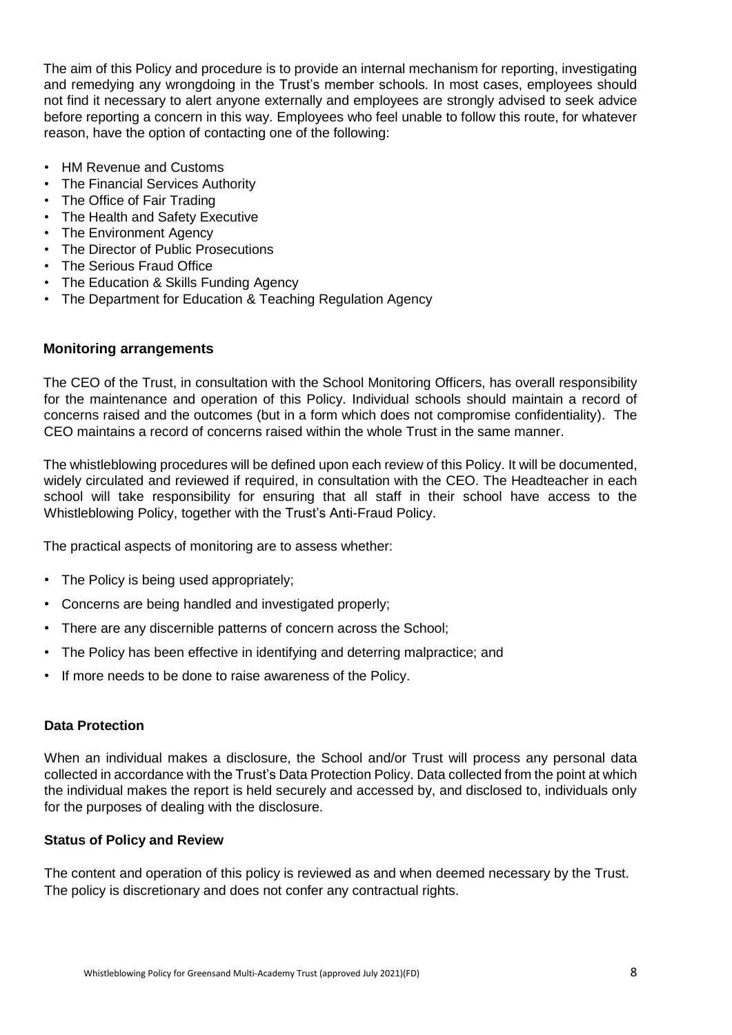The aim of this Policy and procedure is to provide an internal mechanism for reporting, investigating and remedying any wrongdoing in the Trust's member schools. In most cases, employees should not find it necessary to alert anyone externally and employees are strongly advised to seek advice before reporting a concern in this way. Employees who feel unable to follow this route, for whatever reason, have the option of contacting one of the following:

- HM Revenue and Customs
- The Financial Services Authority
- The Office of Fair Trading
- The Health and Safety Executive
- The Environment Agency
- The Director of Public Prosecutions
- The Serious Fraud Office
- The Education & Skills Funding Agency
- The Department for Education & Teaching Regulation Agency

## Monitoring arrangements

The CEO of the Trust, in consultation with the School Monitoring Officers, has overall responsibility for the maintenance and operation of this Policy. Individual schools should maintain a record of concerns raised and the outcomes (but in a form which does not compromise confidentiality). The CEO maintains a record of concerns raised within the whole Trust in the same manner.

The whistleblowing procedures will be defined upon each review of this Policy. It will be documented, widely circulated and reviewed if required, in consultation with the CEO. The Headteacher in each school will take responsibility for ensuring that all staff in their school have access to the Whistleblowing Policy, together with the Trust's Anti-Fraud Policy.

The practical aspects of monitoring are to assess whether:

- The Policy is being used appropriately;
- Concerns are being handled and investigated properly;
- There are any discernible patterns of concern across the School;
- The Policy has been effective in identifying and deterring malpractice; and
- If more needs to be done to raise awareness of the Policy.

## Data Protection

When an individual makes a disclosure, the School and/or Trust will process any personal data collected in accordance with the Trust's Data Protection Policy. Data collected from the point at which the individual makes the report is held securely and accessed by, and disclosed to, individuals only for the purposes of dealing with the disclosure.

## Status of Policy and Review

The content and operation of this policy is reviewed as and when deemed necessary by the Trust. The policy is discretionary and does not confer any contractual rights.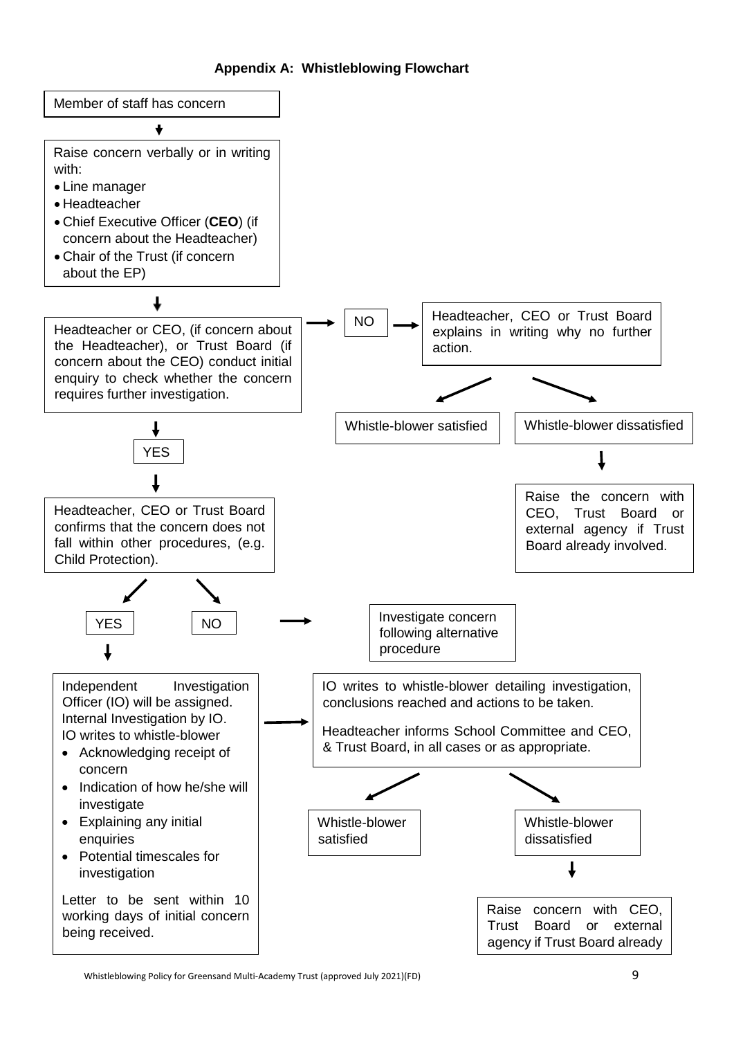### Appendix A: Whistleblowing Flowchart

Member of staff has concern

Raise concern verbally or in writing with:

- Line manager
- Headteacher
- Chief Executive Officer (**CEO**) (if concern about the Headteacher)
- Chair of the Trust (if concern about the EP)

Headteacher or CEO, (if concern about the Headteacher), or Trust Board (if concern about the CEO) conduct initial enquiry to check whether the concern requires further investigation.

NO

Headteacher, CEO or Trust Board explains in writing why no further action.

Whistle-blower satisfied

Whistle-blower dissatisfied

Raise the concern with CEO, Trust Board or external agency if Trust Board already involved.

YES

Headteacher, CEO or Trust Board confirms that the concern does not fall within other procedures, (e.g. Child Protection).

YES

NO

Investigate concern following alternative procedure

Independent Investigation Officer (IO) will be assigned. Internal Investigation by IO. IO writes to whistle-blower

- Acknowledging receipt of concern
- Indication of how he/she will investigate
- Explaining any initial enquiries
- Potential timescales for investigation

Letter to be sent within 10 working days of initial concern being received.

IO writes to whistle-blower detailing investigation, conclusions reached and actions to be taken.

Headteacher informs School Committee and CEO, & Trust Board, in all cases or as appropriate.

Whistle-blower satisfied

Whistle-blower dissatisfied

Raise concern with CEO, Trust Board or external agency if Trust Board already